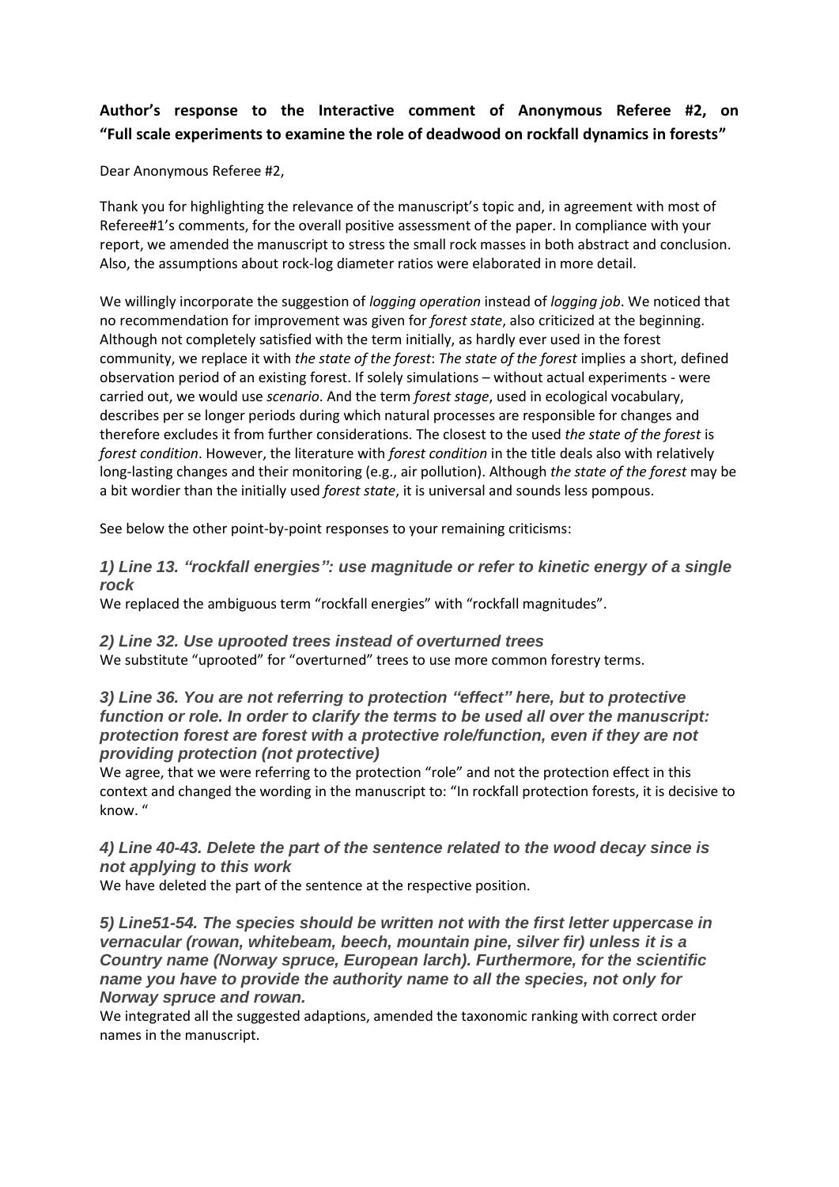**Author's response to the Interactive comment of Anonymous Referee #2, on "Full scale experiments to examine the role of deadwood on rockfall dynamics in forests"**

Dear Anonymous Referee #2,

Thank you for highlighting the relevance of the manuscript's topic and, in agreement with most of Referee#1's comments, for the overall positive assessment of the paper. In compliance with your report, we amended the manuscript to stress the small rock masses in both abstract and conclusion. Also, the assumptions about rock-log diameter ratios were elaborated in more detail.

We willingly incorporate the suggestion of *logging operation* instead of *logging job*. We noticed that no recommendation for improvement was given for *forest state*, also criticized at the beginning. Although not completely satisfied with the term initially, as hardly ever used in the forest community, we replace it with *the state of the forest*: *The state of the forest* implies a short, defined observation period of an existing forest. If solely simulations – without actual experiments - were carried out, we would use *scenario*. And the term *forest stage*, used in ecological vocabulary, describes per se longer periods during which natural processes are responsible for changes and therefore excludes it from further considerations. The closest to the used *the state of the forest* is *forest condition*. However, the literature with *forest condition* in the title deals also with relatively long-lasting changes and their monitoring (e.g., air pollution). Although *the state of the forest* may be a bit wordier than the initially used *forest state*, it is universal and sounds less pompous.

See below the other point-by-point responses to your remaining criticisms:

***1) Line 13. "rockfall energies": use magnitude or refer to kinetic energy of a single rock***

We replaced the ambiguous term "rockfall energies" with "rockfall magnitudes".

***2) Line 32. Use uprooted trees instead of overturned trees***

We substitute "uprooted" for "overturned" trees to use more common forestry terms.

***3) Line 36. You are not referring to protection "effect" here, but to protective function or role. In order to clarify the terms to be used all over the manuscript: protection forest are forest with a protective role/function, even if they are not providing protection (not protective)***

We agree, that we were referring to the protection "role" and not the protection effect in this context and changed the wording in the manuscript to: "In rockfall protection forests, it is decisive to know. "

***4) Line 40-43. Delete the part of the sentence related to the wood decay since is not applying to this work***

We have deleted the part of the sentence at the respective position.

***5) Line51-54. The species should be written not with the first letter uppercase in vernacular (rowan, whitebeam, beech, mountain pine, silver fir) unless it is a Country name (Norway spruce, European larch). Furthermore, for the scientific name you have to provide the authority name to all the species, not only for Norway spruce and rowan.***

We integrated all the suggested adaptions, amended the taxonomic ranking with correct order names in the manuscript.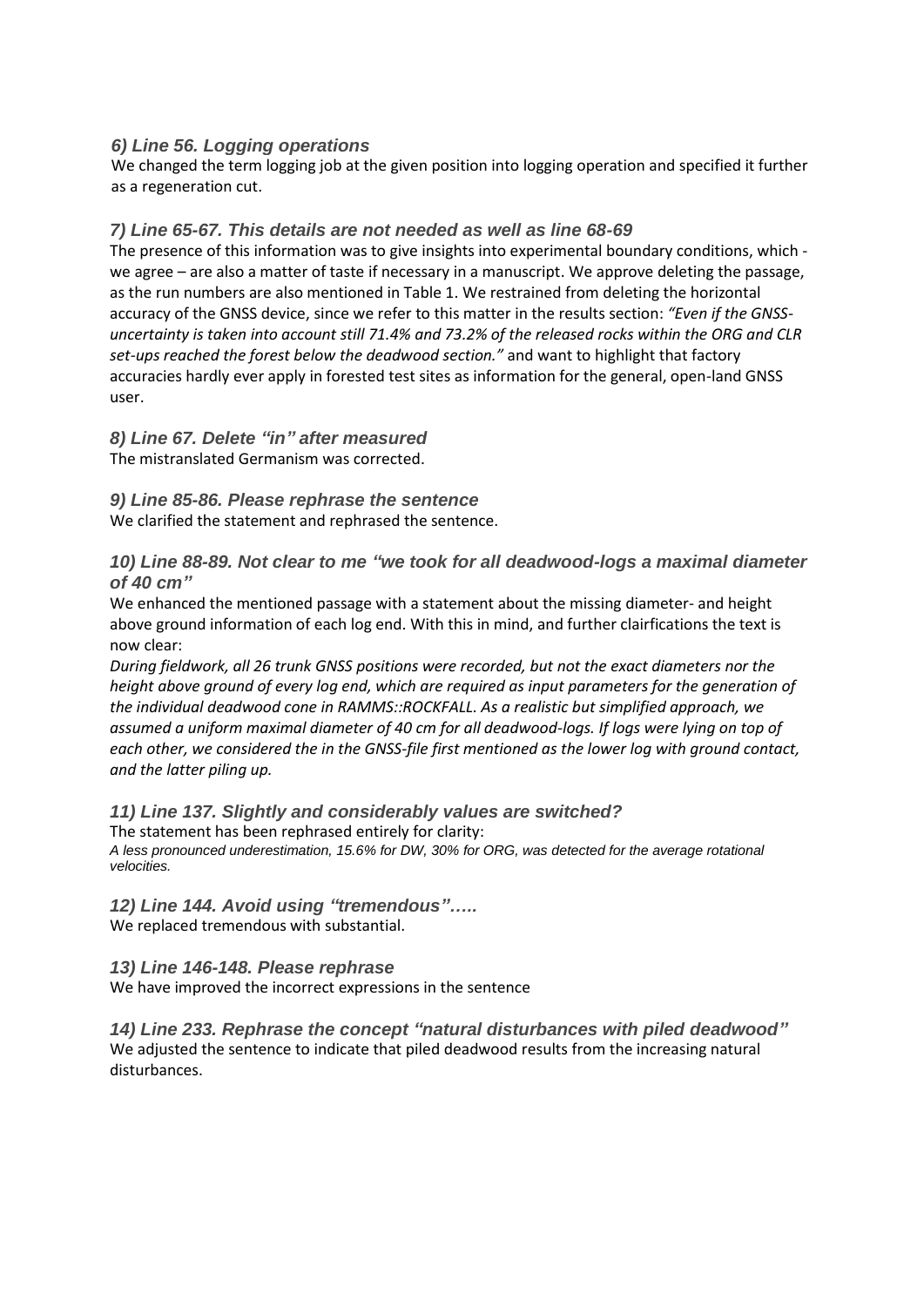### *6) Line 56. Logging operations*

We changed the term logging job at the given position into logging operation and specified it further as a regeneration cut.

### *7) Line 65-67. This details are not needed as well as line 68-69*

The presence of this information was to give insights into experimental boundary conditions, which - we agree – are also a matter of taste if necessary in a manuscript. We approve deleting the passage, as the run numbers are also mentioned in Table 1. We restrained from deleting the horizontal accuracy of the GNSS device, since we refer to this matter in the results section: *"Even if the GNSS-uncertainty is taken into account still 71.4% and 73.2% of the released rocks within the ORG and CLR set-ups reached the forest below the deadwood section."* and want to highlight that factory accuracies hardly ever apply in forested test sites as information for the general, open-land GNSS user.

### *8) Line 67. Delete "in" after measured*

The mistranslated Germanism was corrected.

### *9) Line 85-86. Please rephrase the sentence*

We clarified the statement and rephrased the sentence.

### *10) Line 88-89. Not clear to me "we took for all deadwood-logs a maximal diameter of 40 cm"*

We enhanced the mentioned passage with a statement about the missing diameter- and height above ground information of each log end. With this in mind, and further clairfications the text is now clear:

*During fieldwork, all 26 trunk GNSS positions were recorded, but not the exact diameters nor the height above ground of every log end, which are required as input parameters for the generation of the individual deadwood cone in RAMMS::ROCKFALL. As a realistic but simplified approach, we assumed a uniform maximal diameter of 40 cm for all deadwood-logs. If logs were lying on top of each other, we considered the in the GNSS-file first mentioned as the lower log with ground contact, and the latter piling up.*

### *11) Line 137. Slightly and considerably values are switched?*

The statement has been rephrased entirely for clarity:

*A less pronounced underestimation, 15.6% for DW, 30% for ORG, was detected for the average rotational velocities.*

### *12) Line 144. Avoid using "tremendous"…..*

We replaced tremendous with substantial.

### *13) Line 146-148. Please rephrase*

We have improved the incorrect expressions in the sentence

### *14) Line 233. Rephrase the concept "natural disturbances with piled deadwood"*

We adjusted the sentence to indicate that piled deadwood results from the increasing natural disturbances.